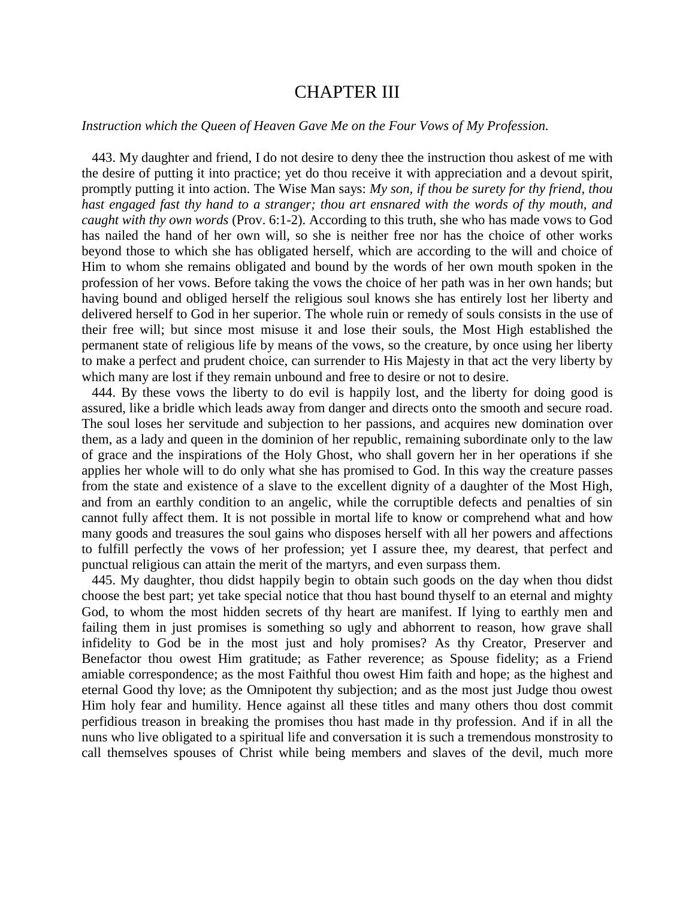# CHAPTER III

*Instruction which the Queen of Heaven Gave Me on the Four Vows of My Profession.*

443. My daughter and friend, I do not desire to deny thee the instruction thou askest of me with the desire of putting it into practice; yet do thou receive it with appreciation and a devout spirit, promptly putting it into action. The Wise Man says: *My son, if thou be surety for thy friend, thou hast engaged fast thy hand to a stranger; thou art ensnared with the words of thy mouth, and caught with thy own words* (Prov. 6:1-2). According to this truth, she who has made vows to God has nailed the hand of her own will, so she is neither free nor has the choice of other works beyond those to which she has obligated herself, which are according to the will and choice of Him to whom she remains obligated and bound by the words of her own mouth spoken in the profession of her vows. Before taking the vows the choice of her path was in her own hands; but having bound and obliged herself the religious soul knows she has entirely lost her liberty and delivered herself to God in her superior. The whole ruin or remedy of souls consists in the use of their free will; but since most misuse it and lose their souls, the Most High established the permanent state of religious life by means of the vows, so the creature, by once using her liberty to make a perfect and prudent choice, can surrender to His Majesty in that act the very liberty by which many are lost if they remain unbound and free to desire or not to desire.

444. By these vows the liberty to do evil is happily lost, and the liberty for doing good is assured, like a bridle which leads away from danger and directs onto the smooth and secure road. The soul loses her servitude and subjection to her passions, and acquires new domination over them, as a lady and queen in the dominion of her republic, remaining subordinate only to the law of grace and the inspirations of the Holy Ghost, who shall govern her in her operations if she applies her whole will to do only what she has promised to God. In this way the creature passes from the state and existence of a slave to the excellent dignity of a daughter of the Most High, and from an earthly condition to an angelic, while the corruptible defects and penalties of sin cannot fully affect them. It is not possible in mortal life to know or comprehend what and how many goods and treasures the soul gains who disposes herself with all her powers and affections to fulfill perfectly the vows of her profession; yet I assure thee, my dearest, that perfect and punctual religious can attain the merit of the martyrs, and even surpass them.

445. My daughter, thou didst happily begin to obtain such goods on the day when thou didst choose the best part; yet take special notice that thou hast bound thyself to an eternal and mighty God, to whom the most hidden secrets of thy heart are manifest. If lying to earthly men and failing them in just promises is something so ugly and abhorrent to reason, how grave shall infidelity to God be in the most just and holy promises? As thy Creator, Preserver and Benefactor thou owest Him gratitude; as Father reverence; as Spouse fidelity; as a Friend amiable correspondence; as the most Faithful thou owest Him faith and hope; as the highest and eternal Good thy love; as the Omnipotent thy subjection; and as the most just Judge thou owest Him holy fear and humility. Hence against all these titles and many others thou dost commit perfidious treason in breaking the promises thou hast made in thy profession. And if in all the nuns who live obligated to a spiritual life and conversation it is such a tremendous monstrosity to call themselves spouses of Christ while being members and slaves of the devil, much more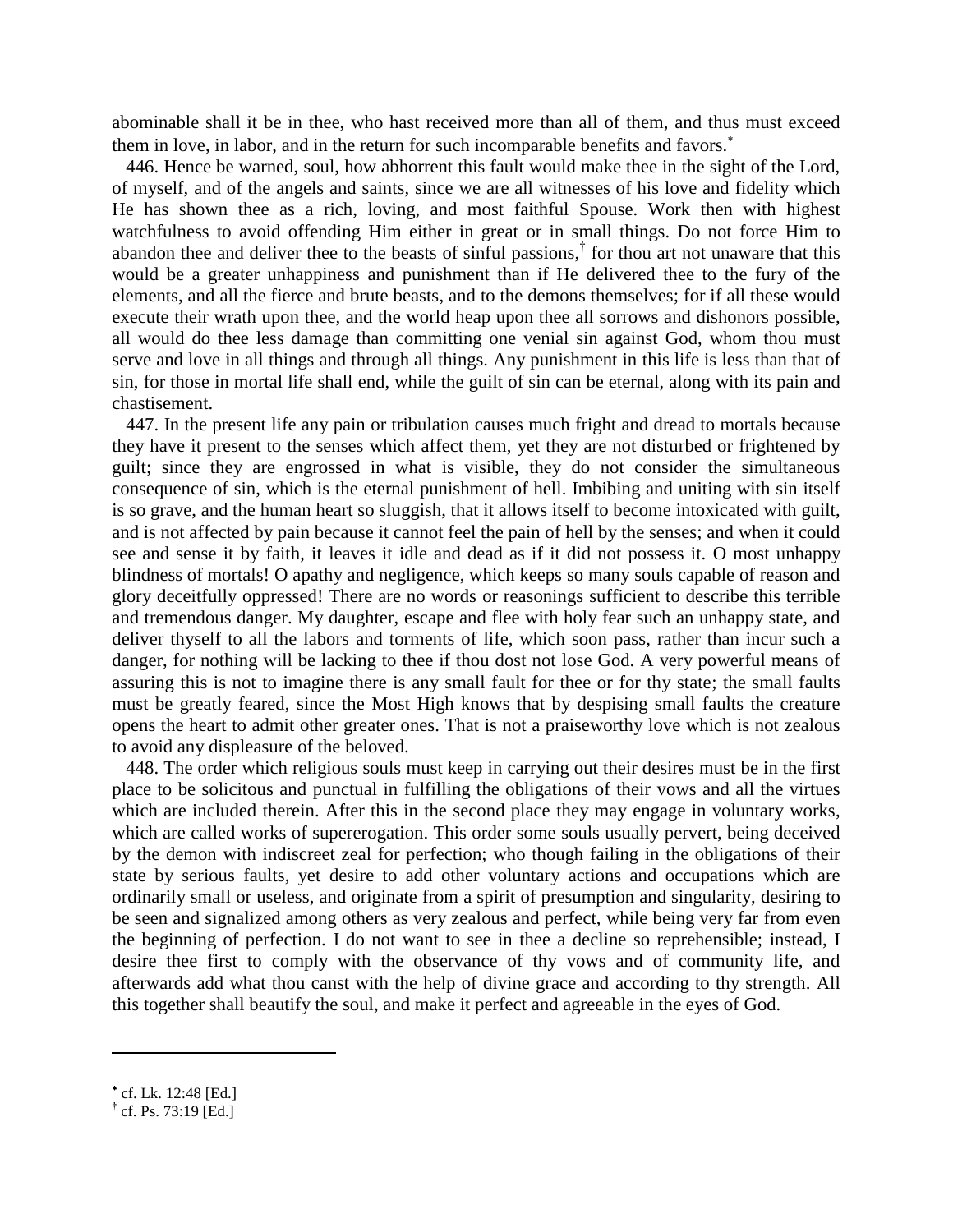abominable shall it be in thee, who hast received more than all of them, and thus must exceed them in love, in labor, and in the return for such incomparable benefits and favors.[*]

446. Hence be warned, soul, how abhorrent this fault would make thee in the sight of the Lord, of myself, and of the angels and saints, since we are all witnesses of his love and fidelity which He has shown thee as a rich, loving, and most faithful Spouse. Work then with highest watchfulness to avoid offending Him either in great or in small things. Do not force Him to abandon thee and deliver thee to the beasts of sinful passions,[†] for thou art not unaware that this would be a greater unhappiness and punishment than if He delivered thee to the fury of the elements, and all the fierce and brute beasts, and to the demons themselves; for if all these would execute their wrath upon thee, and the world heap upon thee all sorrows and dishonors possible, all would do thee less damage than committing one venial sin against God, whom thou must serve and love in all things and through all things. Any punishment in this life is less than that of sin, for those in mortal life shall end, while the guilt of sin can be eternal, along with its pain and chastisement.

447. In the present life any pain or tribulation causes much fright and dread to mortals because they have it present to the senses which affect them, yet they are not disturbed or frightened by guilt; since they are engrossed in what is visible, they do not consider the simultaneous consequence of sin, which is the eternal punishment of hell. Imbibing and uniting with sin itself is so grave, and the human heart so sluggish, that it allows itself to become intoxicated with guilt, and is not affected by pain because it cannot feel the pain of hell by the senses; and when it could see and sense it by faith, it leaves it idle and dead as if it did not possess it. O most unhappy blindness of mortals! O apathy and negligence, which keeps so many souls capable of reason and glory deceitfully oppressed! There are no words or reasonings sufficient to describe this terrible and tremendous danger. My daughter, escape and flee with holy fear such an unhappy state, and deliver thyself to all the labors and torments of life, which soon pass, rather than incur such a danger, for nothing will be lacking to thee if thou dost not lose God. A very powerful means of assuring this is not to imagine there is any small fault for thee or for thy state; the small faults must be greatly feared, since the Most High knows that by despising small faults the creature opens the heart to admit other greater ones. That is not a praiseworthy love which is not zealous to avoid any displeasure of the beloved.

448. The order which religious souls must keep in carrying out their desires must be in the first place to be solicitous and punctual in fulfilling the obligations of their vows and all the virtues which are included therein. After this in the second place they may engage in voluntary works, which are called works of supererogation. This order some souls usually pervert, being deceived by the demon with indiscreet zeal for perfection; who though failing in the obligations of their state by serious faults, yet desire to add other voluntary actions and occupations which are ordinarily small or useless, and originate from a spirit of presumption and singularity, desiring to be seen and signalized among others as very zealous and perfect, while being very far from even the beginning of perfection. I do not want to see in thee a decline so reprehensible; instead, I desire thee first to comply with the observance of thy vows and of community life, and afterwards add what thou canst with the help of divine grace and according to thy strength. All this together shall beautify the soul, and make it perfect and agreeable in the eyes of God.

---

[*] cf. Lk. 12:48 [Ed.]

[†] cf. Ps. 73:19 [Ed.]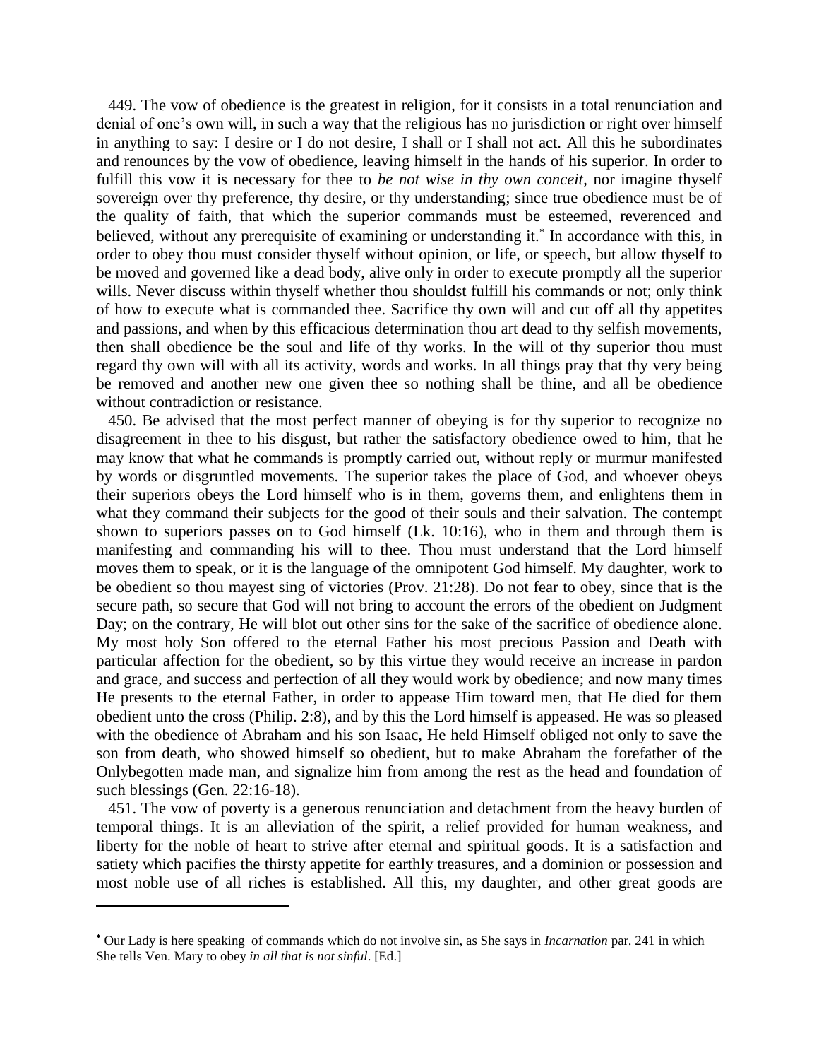449. The vow of obedience is the greatest in religion, for it consists in a total renunciation and denial of one's own will, in such a way that the religious has no jurisdiction or right over himself in anything to say: I desire or I do not desire, I shall or I shall not act. All this he subordinates and renounces by the vow of obedience, leaving himself in the hands of his superior. In order to fulfill this vow it is necessary for thee to *be not wise in thy own conceit*, nor imagine thyself sovereign over thy preference, thy desire, or thy understanding; since true obedience must be of the quality of faith, that which the superior commands must be esteemed, reverenced and believed, without any prerequisite of examining or understanding it.* In accordance with this, in order to obey thou must consider thyself without opinion, or life, or speech, but allow thyself to be moved and governed like a dead body, alive only in order to execute promptly all the superior wills. Never discuss within thyself whether thou shouldst fulfill his commands or not; only think of how to execute what is commanded thee. Sacrifice thy own will and cut off all thy appetites and passions, and when by this efficacious determination thou art dead to thy selfish movements, then shall obedience be the soul and life of thy works. In the will of thy superior thou must regard thy own will with all its activity, words and works. In all things pray that thy very being be removed and another new one given thee so nothing shall be thine, and all be obedience without contradiction or resistance.

450. Be advised that the most perfect manner of obeying is for thy superior to recognize no disagreement in thee to his disgust, but rather the satisfactory obedience owed to him, that he may know that what he commands is promptly carried out, without reply or murmur manifested by words or disgruntled movements. The superior takes the place of God, and whoever obeys their superiors obeys the Lord himself who is in them, governs them, and enlightens them in what they command their subjects for the good of their souls and their salvation. The contempt shown to superiors passes on to God himself (Lk. 10:16), who in them and through them is manifesting and commanding his will to thee. Thou must understand that the Lord himself moves them to speak, or it is the language of the omnipotent God himself. My daughter, work to be obedient so thou mayest sing of victories (Prov. 21:28). Do not fear to obey, since that is the secure path, so secure that God will not bring to account the errors of the obedient on Judgment Day; on the contrary, He will blot out other sins for the sake of the sacrifice of obedience alone. My most holy Son offered to the eternal Father his most precious Passion and Death with particular affection for the obedient, so by this virtue they would receive an increase in pardon and grace, and success and perfection of all they would work by obedience; and now many times He presents to the eternal Father, in order to appease Him toward men, that He died for them obedient unto the cross (Philip. 2:8), and by this the Lord himself is appeased. He was so pleased with the obedience of Abraham and his son Isaac, He held Himself obliged not only to save the son from death, who showed himself so obedient, but to make Abraham the forefather of the Onlybegotten made man, and signalize him from among the rest as the head and foundation of such blessings (Gen. 22:16-18).

451. The vow of poverty is a generous renunciation and detachment from the heavy burden of temporal things. It is an alleviation of the spirit, a relief provided for human weakness, and liberty for the noble of heart to strive after eternal and spiritual goods. It is a satisfaction and satiety which pacifies the thirsty appetite for earthly treasures, and a dominion or possession and most noble use of all riches is established. All this, my daughter, and other great goods are

---

* Our Lady is here speaking of commands which do not involve sin, as She says in *Incarnation* par. 241 in which She tells Ven. Mary to obey *in all that is not sinful*. [Ed.]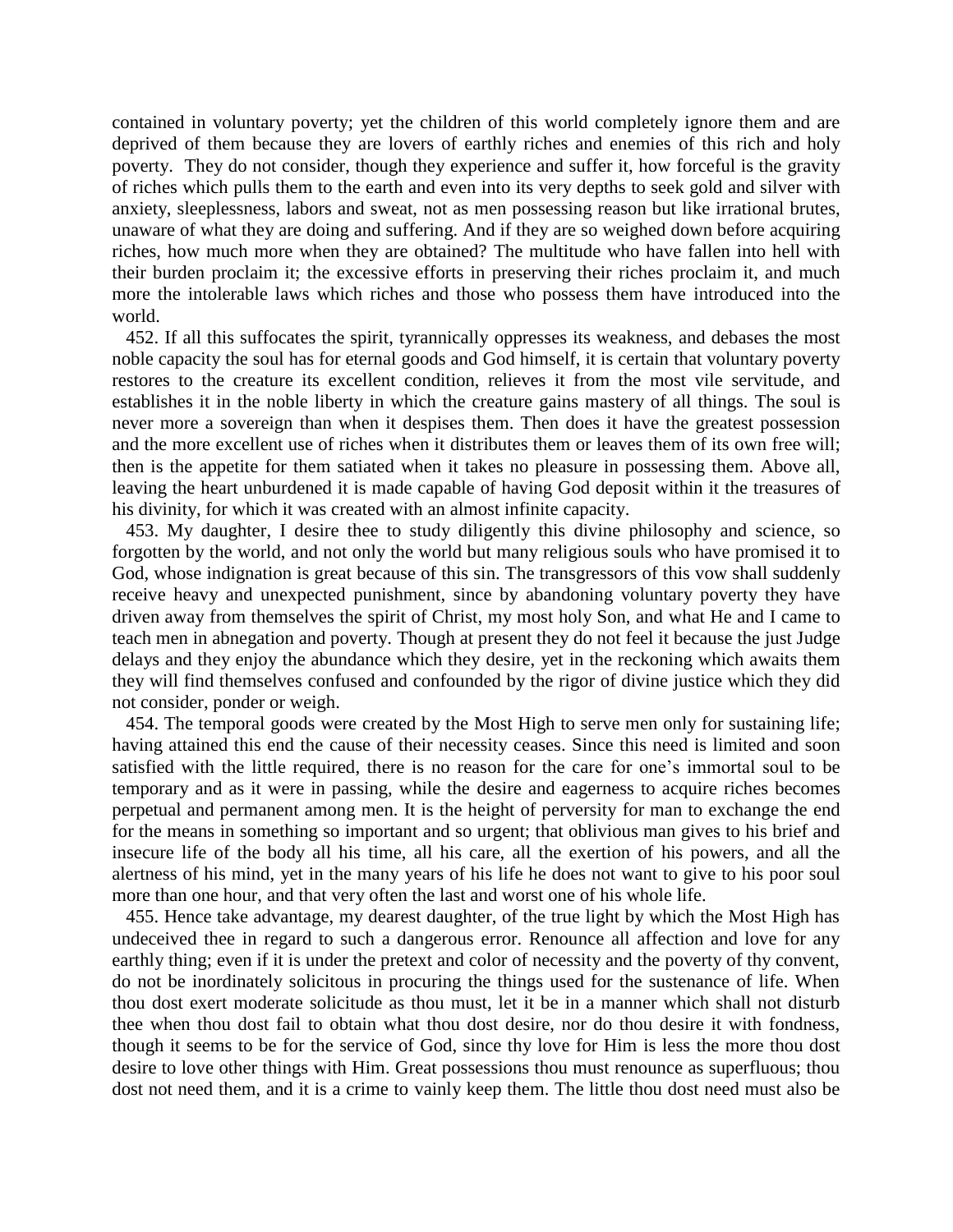contained in voluntary poverty; yet the children of this world completely ignore them and are deprived of them because they are lovers of earthly riches and enemies of this rich and holy poverty. They do not consider, though they experience and suffer it, how forceful is the gravity of riches which pulls them to the earth and even into its very depths to seek gold and silver with anxiety, sleeplessness, labors and sweat, not as men possessing reason but like irrational brutes, unaware of what they are doing and suffering. And if they are so weighed down before acquiring riches, how much more when they are obtained? The multitude who have fallen into hell with their burden proclaim it; the excessive efforts in preserving their riches proclaim it, and much more the intolerable laws which riches and those who possess them have introduced into the world.

452. If all this suffocates the spirit, tyrannically oppresses its weakness, and debases the most noble capacity the soul has for eternal goods and God himself, it is certain that voluntary poverty restores to the creature its excellent condition, relieves it from the most vile servitude, and establishes it in the noble liberty in which the creature gains mastery of all things. The soul is never more a sovereign than when it despises them. Then does it have the greatest possession and the more excellent use of riches when it distributes them or leaves them of its own free will; then is the appetite for them satiated when it takes no pleasure in possessing them. Above all, leaving the heart unburdened it is made capable of having God deposit within it the treasures of his divinity, for which it was created with an almost infinite capacity.

453. My daughter, I desire thee to study diligently this divine philosophy and science, so forgotten by the world, and not only the world but many religious souls who have promised it to God, whose indignation is great because of this sin. The transgressors of this vow shall suddenly receive heavy and unexpected punishment, since by abandoning voluntary poverty they have driven away from themselves the spirit of Christ, my most holy Son, and what He and I came to teach men in abnegation and poverty. Though at present they do not feel it because the just Judge delays and they enjoy the abundance which they desire, yet in the reckoning which awaits them they will find themselves confused and confounded by the rigor of divine justice which they did not consider, ponder or weigh.

454. The temporal goods were created by the Most High to serve men only for sustaining life; having attained this end the cause of their necessity ceases. Since this need is limited and soon satisfied with the little required, there is no reason for the care for one's immortal soul to be temporary and as it were in passing, while the desire and eagerness to acquire riches becomes perpetual and permanent among men. It is the height of perversity for man to exchange the end for the means in something so important and so urgent; that oblivious man gives to his brief and insecure life of the body all his time, all his care, all the exertion of his powers, and all the alertness of his mind, yet in the many years of his life he does not want to give to his poor soul more than one hour, and that very often the last and worst one of his whole life.

455. Hence take advantage, my dearest daughter, of the true light by which the Most High has undeceived thee in regard to such a dangerous error. Renounce all affection and love for any earthly thing; even if it is under the pretext and color of necessity and the poverty of thy convent, do not be inordinately solicitous in procuring the things used for the sustenance of life. When thou dost exert moderate solicitude as thou must, let it be in a manner which shall not disturb thee when thou dost fail to obtain what thou dost desire, nor do thou desire it with fondness, though it seems to be for the service of God, since thy love for Him is less the more thou dost desire to love other things with Him. Great possessions thou must renounce as superfluous; thou dost not need them, and it is a crime to vainly keep them. The little thou dost need must also be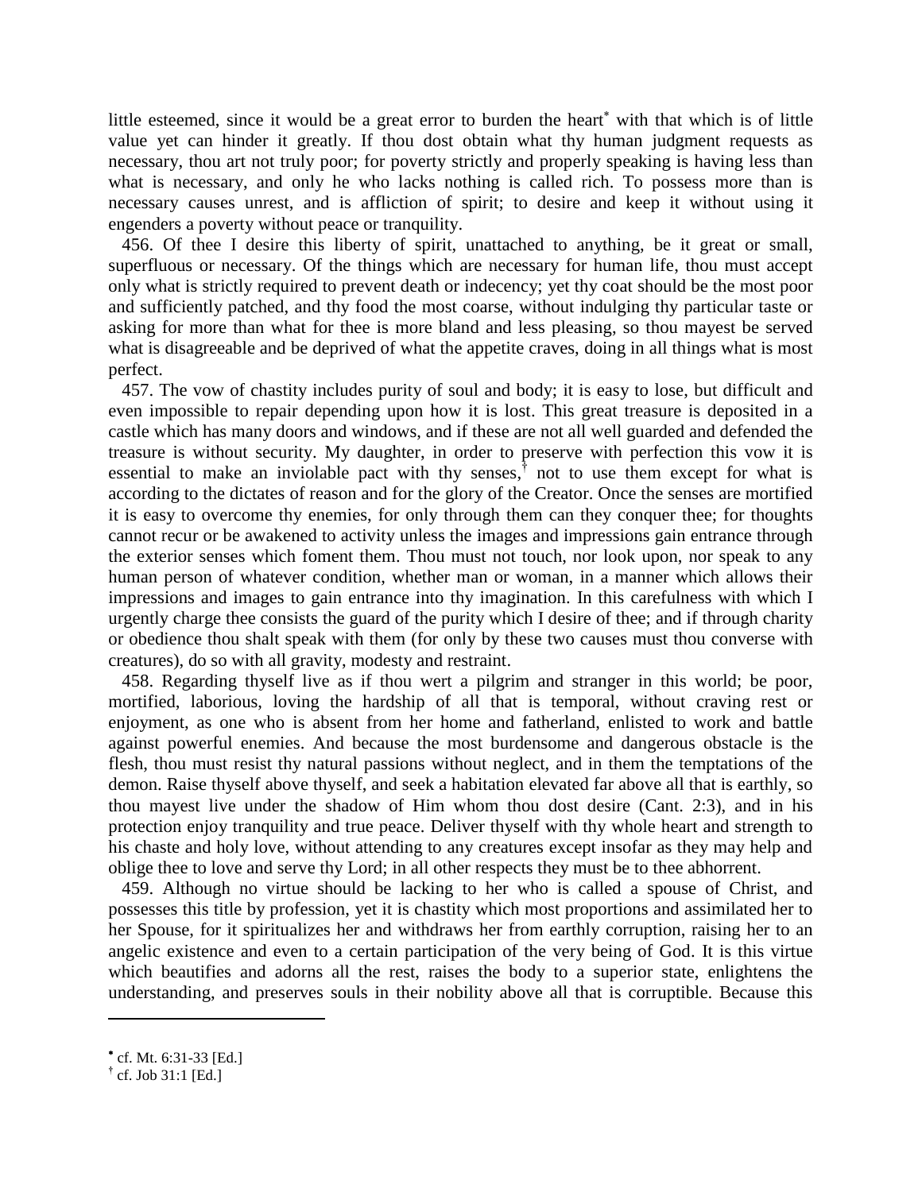little esteemed, since it would be a great error to burden the heart[*] with that which is of little value yet can hinder it greatly. If thou dost obtain what thy human judgment requests as necessary, thou art not truly poor; for poverty strictly and properly speaking is having less than what is necessary, and only he who lacks nothing is called rich. To possess more than is necessary causes unrest, and is affliction of spirit; to desire and keep it without using it engenders a poverty without peace or tranquility.

456. Of thee I desire this liberty of spirit, unattached to anything, be it great or small, superfluous or necessary. Of the things which are necessary for human life, thou must accept only what is strictly required to prevent death or indecency; yet thy coat should be the most poor and sufficiently patched, and thy food the most coarse, without indulging thy particular taste or asking for more than what for thee is more bland and less pleasing, so thou mayest be served what is disagreeable and be deprived of what the appetite craves, doing in all things what is most perfect.

457. The vow of chastity includes purity of soul and body; it is easy to lose, but difficult and even impossible to repair depending upon how it is lost. This great treasure is deposited in a castle which has many doors and windows, and if these are not all well guarded and defended the treasure is without security. My daughter, in order to preserve with perfection this vow it is essential to make an inviolable pact with thy senses,[†] not to use them except for what is according to the dictates of reason and for the glory of the Creator. Once the senses are mortified it is easy to overcome thy enemies, for only through them can they conquer thee; for thoughts cannot recur or be awakened to activity unless the images and impressions gain entrance through the exterior senses which foment them. Thou must not touch, nor look upon, nor speak to any human person of whatever condition, whether man or woman, in a manner which allows their impressions and images to gain entrance into thy imagination. In this carefulness with which I urgently charge thee consists the guard of the purity which I desire of thee; and if through charity or obedience thou shalt speak with them (for only by these two causes must thou converse with creatures), do so with all gravity, modesty and restraint.

458. Regarding thyself live as if thou wert a pilgrim and stranger in this world; be poor, mortified, laborious, loving the hardship of all that is temporal, without craving rest or enjoyment, as one who is absent from her home and fatherland, enlisted to work and battle against powerful enemies. And because the most burdensome and dangerous obstacle is the flesh, thou must resist thy natural passions without neglect, and in them the temptations of the demon. Raise thyself above thyself, and seek a habitation elevated far above all that is earthly, so thou mayest live under the shadow of Him whom thou dost desire (Cant. 2:3), and in his protection enjoy tranquility and true peace. Deliver thyself with thy whole heart and strength to his chaste and holy love, without attending to any creatures except insofar as they may help and oblige thee to love and serve thy Lord; in all other respects they must be to thee abhorrent.

459. Although no virtue should be lacking to her who is called a spouse of Christ, and possesses this title by profession, yet it is chastity which most proportions and assimilated her to her Spouse, for it spiritualizes her and withdraws her from earthly corruption, raising her to an angelic existence and even to a certain participation of the very being of God. It is this virtue which beautifies and adorns all the rest, raises the body to a superior state, enlightens the understanding, and preserves souls in their nobility above all that is corruptible. Because this

---

[*] cf. Mt. 6:31-33 [Ed.]

[†] cf. Job 31:1 [Ed.]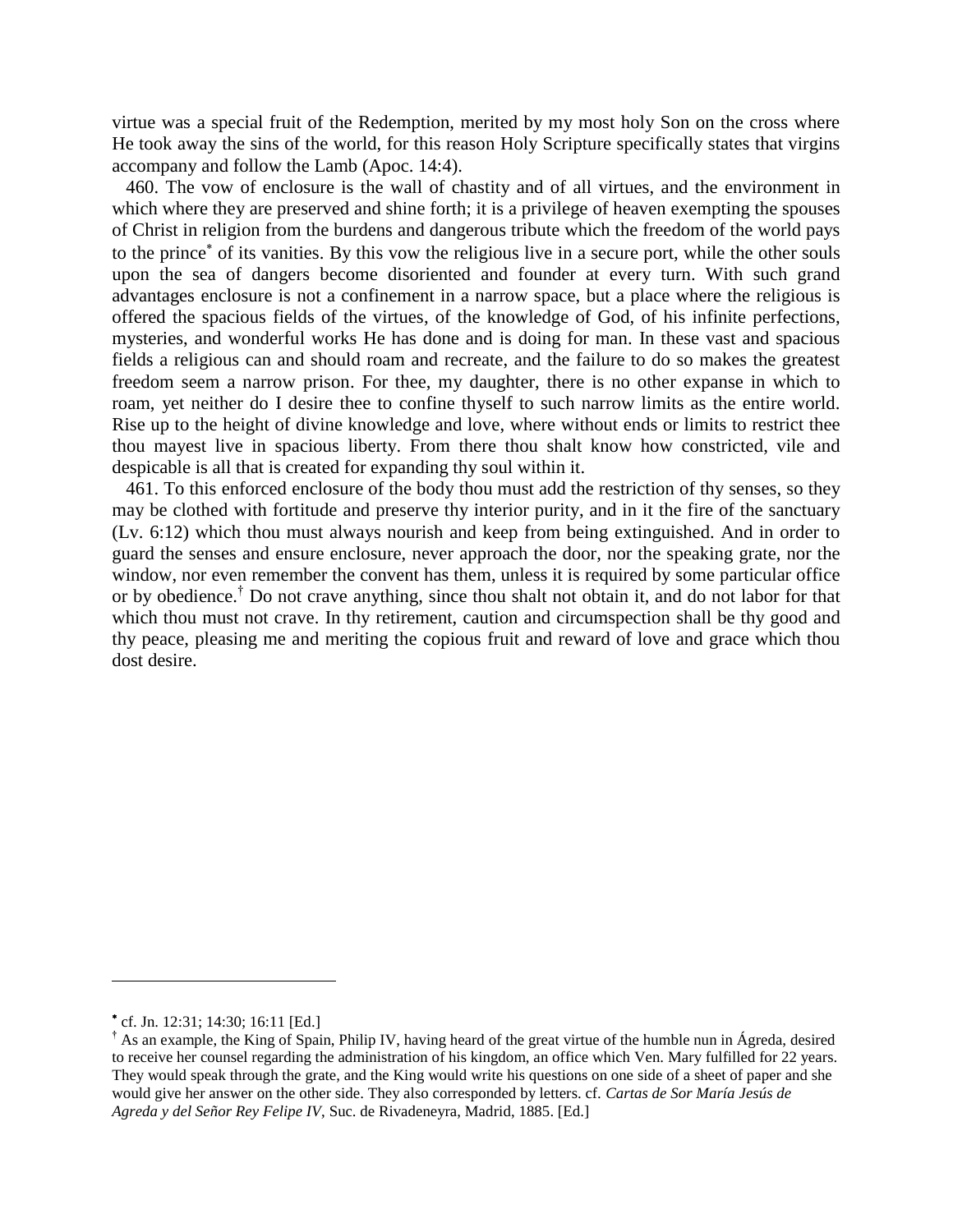virtue was a special fruit of the Redemption, merited by my most holy Son on the cross where He took away the sins of the world, for this reason Holy Scripture specifically states that virgins accompany and follow the Lamb (Apoc. 14:4).

460. The vow of enclosure is the wall of chastity and of all virtues, and the environment in which where they are preserved and shine forth; it is a privilege of heaven exempting the spouses of Christ in religion from the burdens and dangerous tribute which the freedom of the world pays to the prince[*] of its vanities. By this vow the religious live in a secure port, while the other souls upon the sea of dangers become disoriented and founder at every turn. With such grand advantages enclosure is not a confinement in a narrow space, but a place where the religious is offered the spacious fields of the virtues, of the knowledge of God, of his infinite perfections, mysteries, and wonderful works He has done and is doing for man. In these vast and spacious fields a religious can and should roam and recreate, and the failure to do so makes the greatest freedom seem a narrow prison. For thee, my daughter, there is no other expanse in which to roam, yet neither do I desire thee to confine thyself to such narrow limits as the entire world. Rise up to the height of divine knowledge and love, where without ends or limits to restrict thee thou mayest live in spacious liberty. From there thou shalt know how constricted, vile and despicable is all that is created for expanding thy soul within it.

461. To this enforced enclosure of the body thou must add the restriction of thy senses, so they may be clothed with fortitude and preserve thy interior purity, and in it the fire of the sanctuary (Lv. 6:12) which thou must always nourish and keep from being extinguished. And in order to guard the senses and ensure enclosure, never approach the door, nor the speaking grate, nor the window, nor even remember the convent has them, unless it is required by some particular office or by obedience.[†] Do not crave anything, since thou shalt not obtain it, and do not labor for that which thou must not crave. In thy retirement, caution and circumspection shall be thy good and thy peace, pleasing me and meriting the copious fruit and reward of love and grace which thou dost desire.

---

[*] cf. Jn. 12:31; 14:30; 16:11 [Ed.]

[†] As an example, the King of Spain, Philip IV, having heard of the great virtue of the humble nun in Ágreda, desired to receive her counsel regarding the administration of his kingdom, an office which Ven. Mary fulfilled for 22 years. They would speak through the grate, and the King would write his questions on one side of a sheet of paper and she would give her answer on the other side. They also corresponded by letters. cf. *Cartas de Sor María Jesús de Agreda y del Señor Rey Felipe IV*, Suc. de Rivadeneyra, Madrid, 1885. [Ed.]